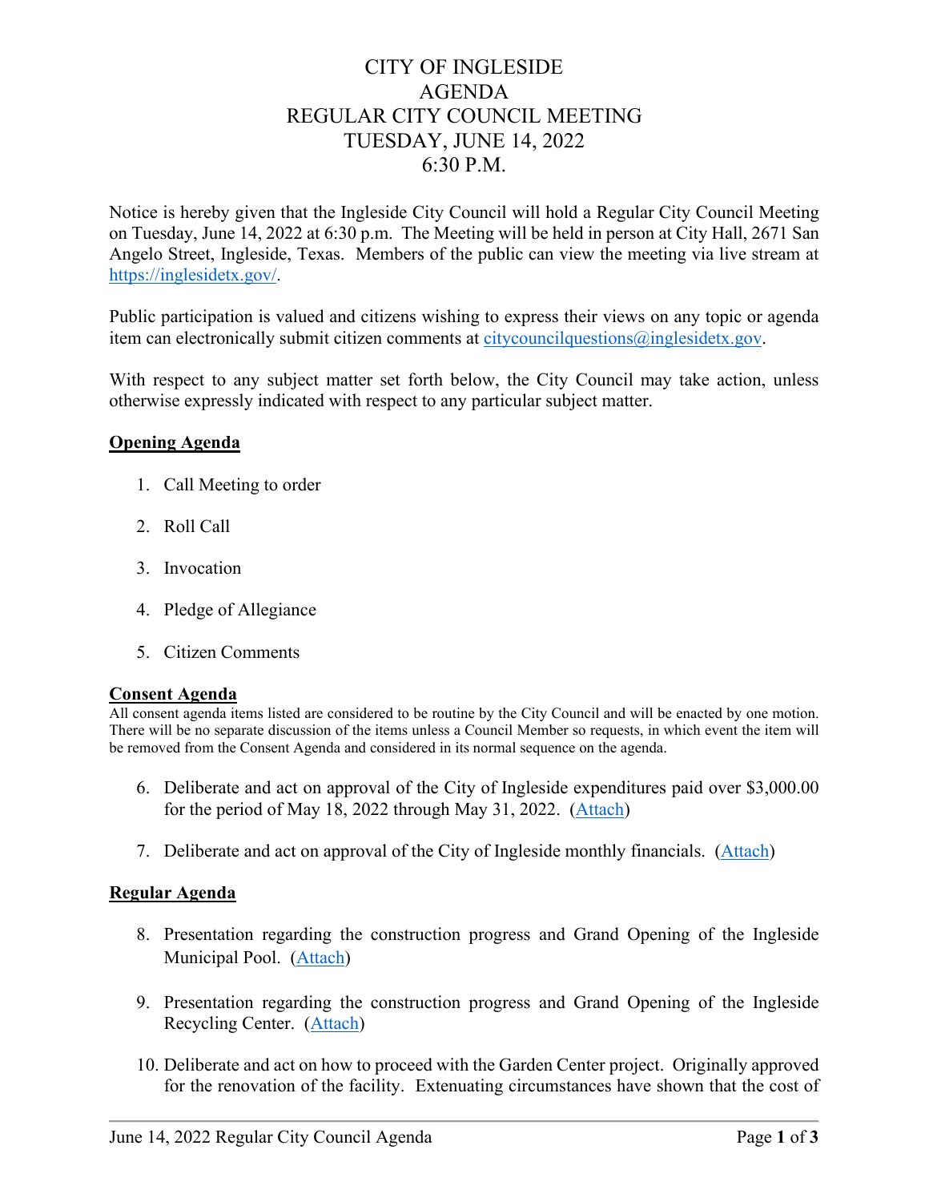# CITY OF INGLESIDE
## AGENDA
## REGULAR CITY COUNCIL MEETING
## TUESDAY, JUNE 14, 2022
## 6:30 P.M.

Notice is hereby given that the Ingleside City Council will hold a Regular City Council Meeting on Tuesday, June 14, 2022 at 6:30 p.m. The Meeting will be held in person at City Hall, 2671 San Angelo Street, Ingleside, Texas. Members of the public can view the meeting via live stream at [https://inglesidetx.gov/](https://inglesidetx.gov/).

Public participation is valued and citizens wishing to express their views on any topic or agenda item can electronically submit citizen comments at [citycouncilquestions@inglesidetx.gov](mailto:citycouncilquestions@inglesidetx.gov).

With respect to any subject matter set forth below, the City Council may take action, unless otherwise expressly indicated with respect to any particular subject matter.

**Opening Agenda**

1. Call Meeting to order
2. Roll Call
3. Invocation
4. Pledge of Allegiance
5. Citizen Comments

**Consent Agenda**

All consent agenda items listed are considered to be routine by the City Council and will be enacted by one motion. There will be no separate discussion of the items unless a Council Member so requests, in which event the item will be removed from the Consent Agenda and considered in its normal sequence on the agenda.

6. Deliberate and act on approval of the City of Ingleside expenditures paid over $3,000.00 for the period of May 18, 2022 through May 31, 2022. (Attach)
7. Deliberate and act on approval of the City of Ingleside monthly financials. (Attach)

**Regular Agenda**

8. Presentation regarding the construction progress and Grand Opening of the Ingleside Municipal Pool. (Attach)
9. Presentation regarding the construction progress and Grand Opening of the Ingleside Recycling Center. (Attach)
10. Deliberate and act on how to proceed with the Garden Center project. Originally approved for the renovation of the facility. Extenuating circumstances have shown that the cost of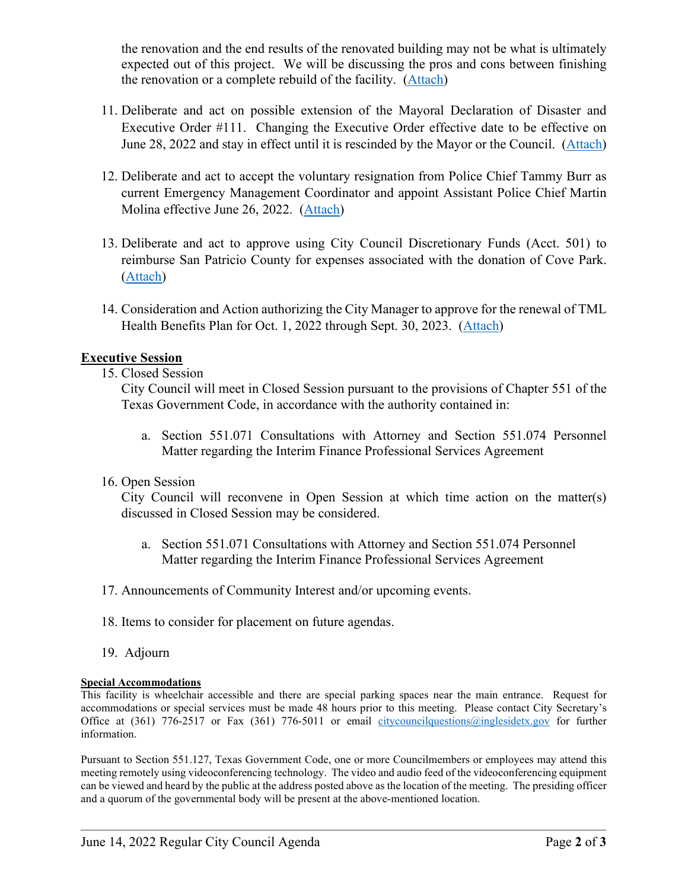the renovation and the end results of the renovated building may not be what is ultimately expected out of this project. We will be discussing the pros and cons between finishing the renovation or a complete rebuild of the facility. (Attach)

11. Deliberate and act on possible extension of the Mayoral Declaration of Disaster and Executive Order #111. Changing the Executive Order effective date to be effective on June 28, 2022 and stay in effect until it is rescinded by the Mayor or the Council. (Attach)

12. Deliberate and act to accept the voluntary resignation from Police Chief Tammy Burr as current Emergency Management Coordinator and appoint Assistant Police Chief Martin Molina effective June 26, 2022. (Attach)

13. Deliberate and act to approve using City Council Discretionary Funds (Acct. 501) to reimburse San Patricio County for expenses associated with the donation of Cove Park. (Attach)

14. Consideration and Action authorizing the City Manager to approve for the renewal of TML Health Benefits Plan for Oct. 1, 2022 through Sept. 30, 2023. (Attach)

**Executive Session**

15. Closed Session
    City Council will meet in Closed Session pursuant to the provisions of Chapter 551 of the Texas Government Code, in accordance with the authority contained in:

    a. Section 551.071 Consultations with Attorney and Section 551.074 Personnel Matter regarding the Interim Finance Professional Services Agreement

16. Open Session
    City Council will reconvene in Open Session at which time action on the matter(s) discussed in Closed Session may be considered.

    a. Section 551.071 Consultations with Attorney and Section 551.074 Personnel Matter regarding the Interim Finance Professional Services Agreement

17. Announcements of Community Interest and/or upcoming events.

18. Items to consider for placement on future agendas.

19. Adjourn

**Special Accommodations**

This facility is wheelchair accessible and there are special parking spaces near the main entrance. Request for accommodations or special services must be made 48 hours prior to this meeting. Please contact City Secretary's Office at (361) 776-2517 or Fax (361) 776-5011 or email citycouncilquestions@inglesidetx.gov for further information.

Pursuant to Section 551.127, Texas Government Code, one or more Councilmembers or employees may attend this meeting remotely using videoconferencing technology. The video and audio feed of the videoconferencing equipment can be viewed and heard by the public at the address posted above as the location of the meeting. The presiding officer and a quorum of the governmental body will be present at the above-mentioned location.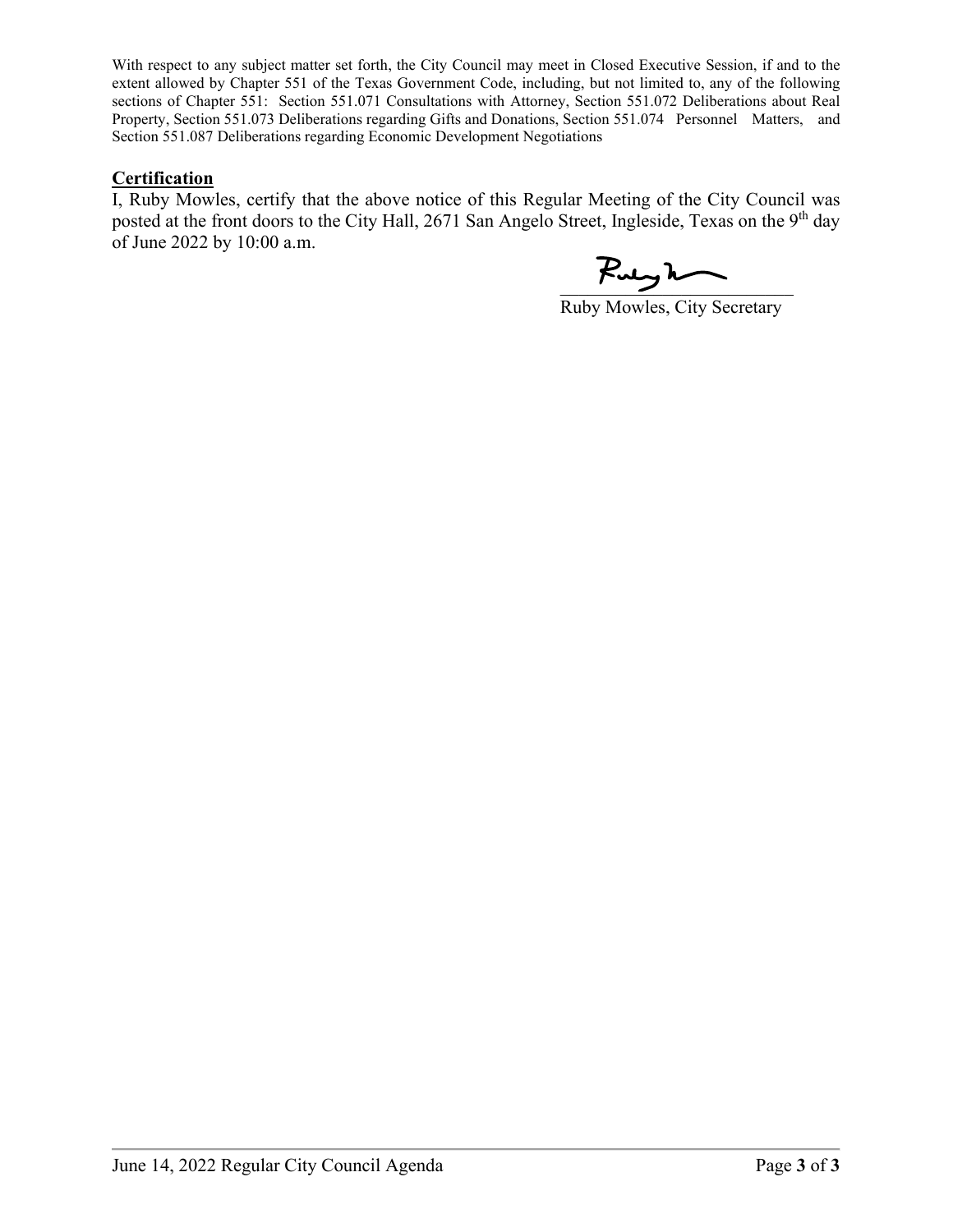With respect to any subject matter set forth, the City Council may meet in Closed Executive Session, if and to the extent allowed by Chapter 551 of the Texas Government Code, including, but not limited to, any of the following sections of Chapter 551: Section 551.071 Consultations with Attorney, Section 551.072 Deliberations about Real Property, Section 551.073 Deliberations regarding Gifts and Donations, Section 551.074 Personnel Matters, and Section 551.087 Deliberations regarding Economic Development Negotiations

## Certification

I, Ruby Mowles, certify that the above notice of this Regular Meeting of the City Council was posted at the front doors to the City Hall, 2671 San Angelo Street, Ingleside, Texas on the 9th day of June 2022 by 10:00 a.m.

Ruby Mowles, City Secretary